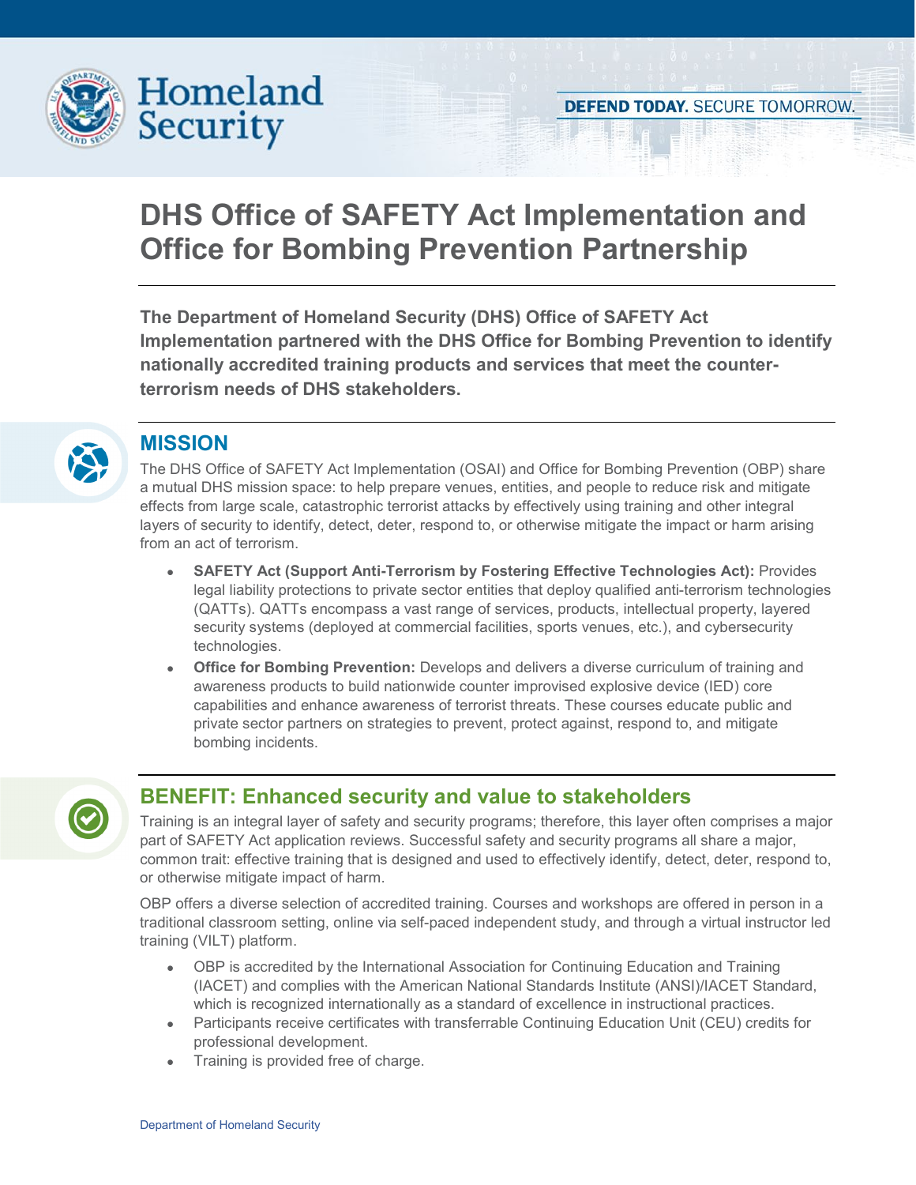Homeland Security

DEFEND TODAY. SECURE TOMORROW.

# DHS Office of SAFETY Act Implementation and Office for Bombing Prevention Partnership

**The Department of Homeland Security (DHS) Office of SAFETY Act Implementation partnered with the DHS Office for Bombing Prevention to identify nationally accredited training products and services that meet the counter-terrorism needs of DHS stakeholders.**

## MISSION

The DHS Office of SAFETY Act Implementation (OSAI) and Office for Bombing Prevention (OBP) share a mutual DHS mission space: to help prepare venues, entities, and people to reduce risk and mitigate effects from large scale, catastrophic terrorist attacks by effectively using training and other integral layers of security to identify, detect, deter, respond to, or otherwise mitigate the impact or harm arising from an act of terrorism.

- **SAFETY Act (Support Anti-Terrorism by Fostering Effective Technologies Act):** Provides legal liability protections to private sector entities that deploy qualified anti-terrorism technologies (QATTs). QATTs encompass a vast range of services, products, intellectual property, layered security systems (deployed at commercial facilities, sports venues, etc.), and cybersecurity technologies.
- **Office for Bombing Prevention:** Develops and delivers a diverse curriculum of training and awareness products to build nationwide counter improvised explosive device (IED) core capabilities and enhance awareness of terrorist threats. These courses educate public and private sector partners on strategies to prevent, protect against, respond to, and mitigate bombing incidents.

## BENEFIT: Enhanced security and value to stakeholders

Training is an integral layer of safety and security programs; therefore, this layer often comprises a major part of SAFETY Act application reviews. Successful safety and security programs all share a major, common trait: effective training that is designed and used to effectively identify, detect, deter, respond to, or otherwise mitigate impact of harm.

OBP offers a diverse selection of accredited training. Courses and workshops are offered in person in a traditional classroom setting, online via self-paced independent study, and through a virtual instructor led training (VILT) platform.

- OBP is accredited by the International Association for Continuing Education and Training (IACET) and complies with the American National Standards Institute (ANSI)/IACET Standard, which is recognized internationally as a standard of excellence in instructional practices.
- Participants receive certificates with transferrable Continuing Education Unit (CEU) credits for professional development.
- Training is provided free of charge.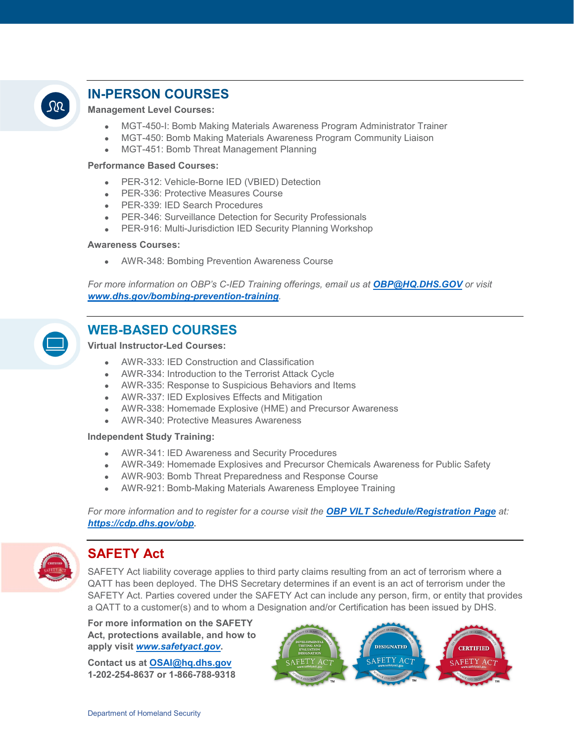## IN-PERSON COURSES

**Management Level Courses:**

- MGT-450-I: Bomb Making Materials Awareness Program Administrator Trainer
- MGT-450: Bomb Making Materials Awareness Program Community Liaison
- MGT-451: Bomb Threat Management Planning

**Performance Based Courses:**

- PER-312: Vehicle-Borne IED (VBIED) Detection
- PER-336: Protective Measures Course
- PER-339: IED Search Procedures
- PER-346: Surveillance Detection for Security Professionals
- PER-916: Multi-Jurisdiction IED Security Planning Workshop

**Awareness Courses:**

- AWR-348: Bombing Prevention Awareness Course

*For more information on OBP's C-IED Training offerings, email us at* ***OBP@HQ.DHS.GOV*** *or visit* ***www.dhs.gov/bombing-prevention-training****.*

## WEB-BASED COURSES

**Virtual Instructor-Led Courses:**

- AWR-333: IED Construction and Classification
- AWR-334: Introduction to the Terrorist Attack Cycle
- AWR-335: Response to Suspicious Behaviors and Items
- AWR-337: IED Explosives Effects and Mitigation
- AWR-338: Homemade Explosive (HME) and Precursor Awareness
- AWR-340: Protective Measures Awareness

**Independent Study Training:**

- AWR-341: IED Awareness and Security Procedures
- AWR-349: Homemade Explosives and Precursor Chemicals Awareness for Public Safety
- AWR-903: Bomb Threat Preparedness and Response Course
- AWR-921: Bomb-Making Materials Awareness Employee Training

*For more information and to register for a course visit the* ***OBP VILT Schedule/Registration Page*** *at:* ***https://cdp.dhs.gov/obp****.*

## SAFETY Act

SAFETY Act liability coverage applies to third party claims resulting from an act of terrorism where a QATT has been deployed. The DHS Secretary determines if an event is an act of terrorism under the SAFETY Act. Parties covered under the SAFETY Act can include any person, firm, or entity that provides a QATT to a customer(s) and to whom a Designation and/or Certification has been issued by DHS.

**For more information on the SAFETY Act, protections available, and how to apply visit *www.safetyact.gov*.**

**Contact us at OSAI@hq.dhs.gov**
**1-202-254-8637 or 1-866-788-9318**

Department of Homeland Security